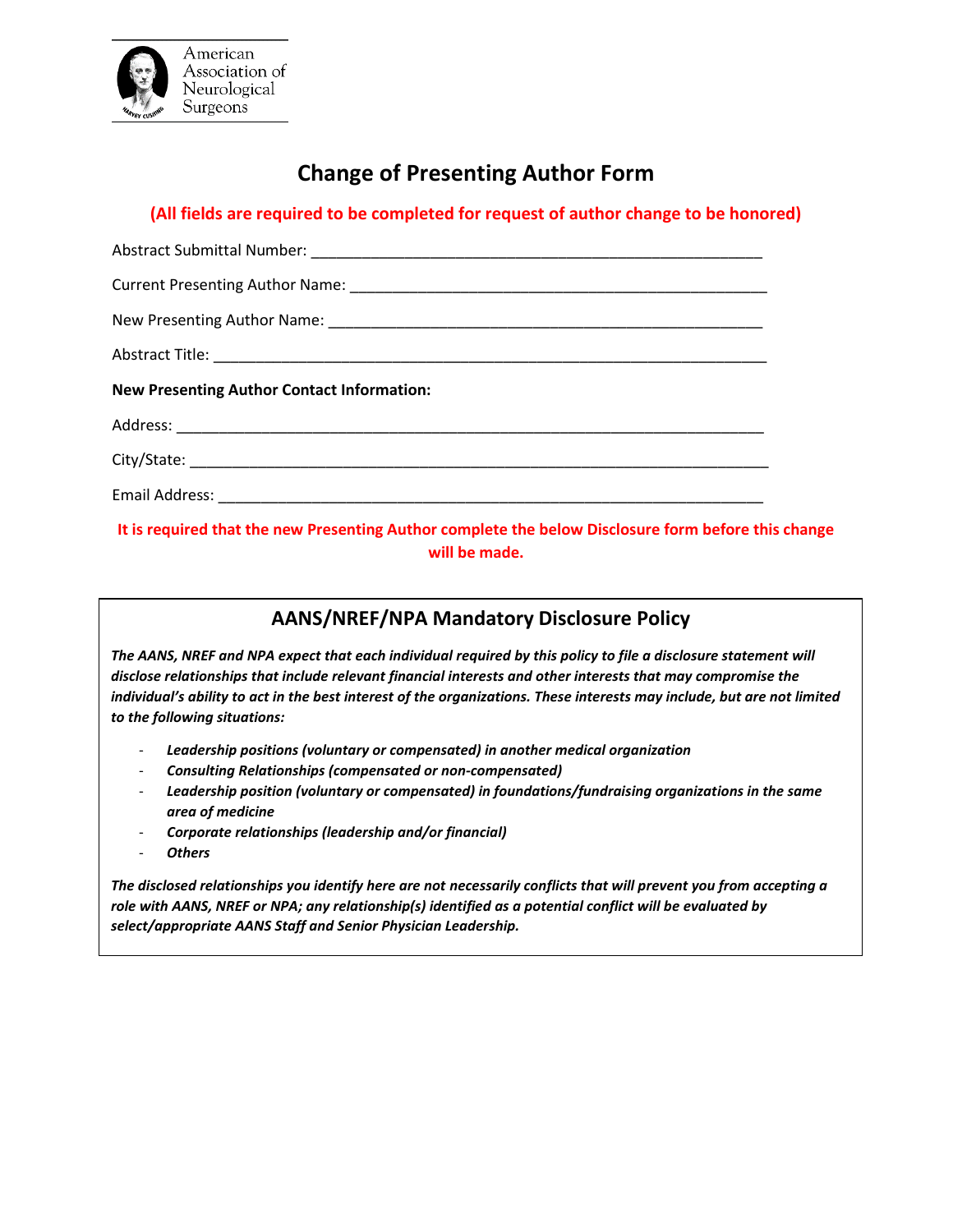American Association of Neurological Surgeons

# Change of Presenting Author Form

**(All fields are required to be completed for request of author change to be honored)**

Abstract Submittal Number: ______________________________________________________

Current Presenting Author Name: __________________________________________________

New Presenting Author Name: _____________________________________________________

Abstract Title: _________________________________________________________________

**New Presenting Author Contact Information:**

Address: ______________________________________________________________________

City/State: _____________________________________________________________________

Email Address: _________________________________________________________________

**It is required that the new Presenting Author complete the below Disclosure form before this change will be made.**

## AANS/NREF/NPA Mandatory Disclosure Policy

***The AANS, NREF and NPA expect that each individual required by this policy to file a disclosure statement will disclose relationships that include relevant financial interests and other interests that may compromise the individual's ability to act in the best interest of the organizations. These interests may include, but are not limited to the following situations:***

- ***Leadership positions (voluntary or compensated) in another medical organization***
- ***Consulting Relationships (compensated or non-compensated)***
- ***Leadership position (voluntary or compensated) in foundations/fundraising organizations in the same area of medicine***
- ***Corporate relationships (leadership and/or financial)***
- ***Others***

***The disclosed relationships you identify here are not necessarily conflicts that will prevent you from accepting a role with AANS, NREF or NPA; any relationship(s) identified as a potential conflict will be evaluated by select/appropriate AANS Staff and Senior Physician Leadership.***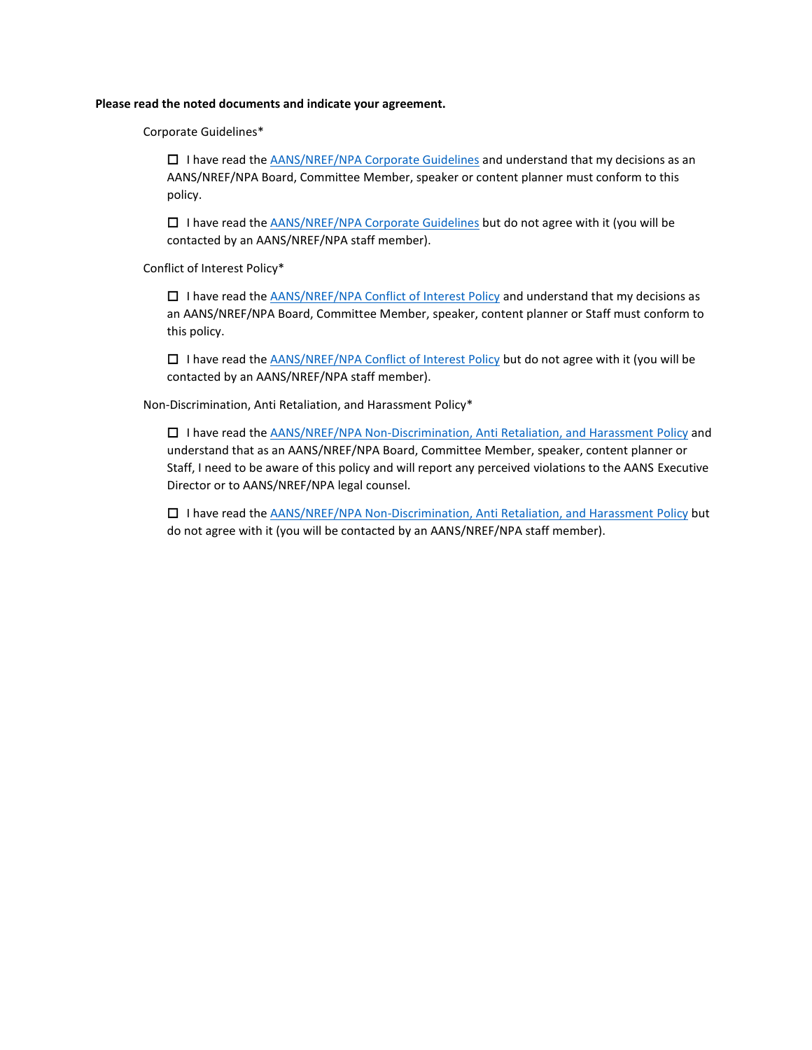**Please read the noted documents and indicate your agreement.**

Corporate Guidelines*

☐ I have read the AANS/NREF/NPA Corporate Guidelines and understand that my decisions as an AANS/NREF/NPA Board, Committee Member, speaker or content planner must conform to this policy.

☐ I have read the AANS/NREF/NPA Corporate Guidelines but do not agree with it (you will be contacted by an AANS/NREF/NPA staff member).

Conflict of Interest Policy*

☐ I have read the AANS/NREF/NPA Conflict of Interest Policy and understand that my decisions as an AANS/NREF/NPA Board, Committee Member, speaker, content planner or Staff must conform to this policy.

☐ I have read the AANS/NREF/NPA Conflict of Interest Policy but do not agree with it (you will be contacted by an AANS/NREF/NPA staff member).

Non-Discrimination, Anti Retaliation, and Harassment Policy*

☐ I have read the AANS/NREF/NPA Non-Discrimination, Anti Retaliation, and Harassment Policy and understand that as an AANS/NREF/NPA Board, Committee Member, speaker, content planner or Staff, I need to be aware of this policy and will report any perceived violations to the AANS Executive Director or to AANS/NREF/NPA legal counsel.

☐ I have read the AANS/NREF/NPA Non-Discrimination, Anti Retaliation, and Harassment Policy but do not agree with it (you will be contacted by an AANS/NREF/NPA staff member).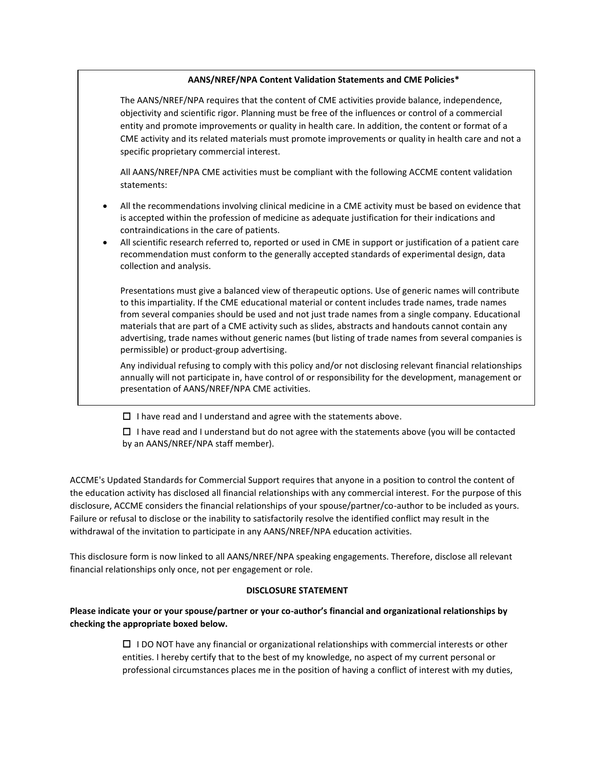**AANS/NREF/NPA Content Validation Statements and CME Policies***

The AANS/NREF/NPA requires that the content of CME activities provide balance, independence, objectivity and scientific rigor. Planning must be free of the influences or control of a commercial entity and promote improvements or quality in health care. In addition, the content or format of a CME activity and its related materials must promote improvements or quality in health care and not a specific proprietary commercial interest.

All AANS/NREF/NPA CME activities must be compliant with the following ACCME content validation statements:

- All the recommendations involving clinical medicine in a CME activity must be based on evidence that is accepted within the profession of medicine as adequate justification for their indications and contraindications in the care of patients.
- All scientific research referred to, reported or used in CME in support or justification of a patient care recommendation must conform to the generally accepted standards of experimental design, data collection and analysis.

Presentations must give a balanced view of therapeutic options. Use of generic names will contribute to this impartiality. If the CME educational material or content includes trade names, trade names from several companies should be used and not just trade names from a single company. Educational materials that are part of a CME activity such as slides, abstracts and handouts cannot contain any advertising, trade names without generic names (but listing of trade names from several companies is permissible) or product-group advertising.

Any individual refusing to comply with this policy and/or not disclosing relevant financial relationships annually will not participate in, have control of or responsibility for the development, management or presentation of AANS/NREF/NPA CME activities.

☐ I have read and I understand and agree with the statements above.

☐ I have read and I understand but do not agree with the statements above (you will be contacted by an AANS/NREF/NPA staff member).

ACCME's Updated Standards for Commercial Support requires that anyone in a position to control the content of the education activity has disclosed all financial relationships with any commercial interest. For the purpose of this disclosure, ACCME considers the financial relationships of your spouse/partner/co-author to be included as yours. Failure or refusal to disclose or the inability to satisfactorily resolve the identified conflict may result in the withdrawal of the invitation to participate in any AANS/NREF/NPA education activities.

This disclosure form is now linked to all AANS/NREF/NPA speaking engagements. Therefore, disclose all relevant financial relationships only once, not per engagement or role.

**DISCLOSURE STATEMENT**

**Please indicate your or your spouse/partner or your co-author's financial and organizational relationships by checking the appropriate boxed below.**

☐ I DO NOT have any financial or organizational relationships with commercial interests or other entities. I hereby certify that to the best of my knowledge, no aspect of my current personal or professional circumstances places me in the position of having a conflict of interest with my duties,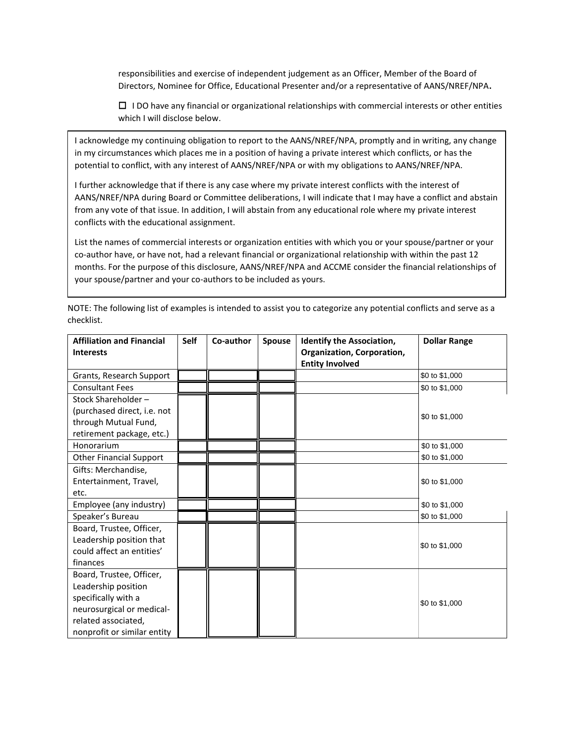responsibilities and exercise of independent judgement as an Officer, Member of the Board of Directors, Nominee for Office, Educational Presenter and/or a representative of AANS/NREF/NPA.

☐ I DO have any financial or organizational relationships with commercial interests or other entities which I will disclose below.

I acknowledge my continuing obligation to report to the AANS/NREF/NPA, promptly and in writing, any change in my circumstances which places me in a position of having a private interest which conflicts, or has the potential to conflict, with any interest of AANS/NREF/NPA or with my obligations to AANS/NREF/NPA.

I further acknowledge that if there is any case where my private interest conflicts with the interest of AANS/NREF/NPA during Board or Committee deliberations, I will indicate that I may have a conflict and abstain from any vote of that issue. In addition, I will abstain from any educational role where my private interest conflicts with the educational assignment.

List the names of commercial interests or organization entities with which you or your spouse/partner or your co-author have, or have not, had a relevant financial or organizational relationship with within the past 12 months. For the purpose of this disclosure, AANS/NREF/NPA and ACCME consider the financial relationships of your spouse/partner and your co-authors to be included as yours.

NOTE: The following list of examples is intended to assist you to categorize any potential conflicts and serve as a checklist.

| Affiliation and Financial Interests | Self | Co-author | Spouse | Identify the Association, Organization, Corporation, Entity Involved | Dollar Range |
|---|---|---|---|---|---|
| Grants, Research Support | | | | | $0 to $1,000 |
| Consultant Fees | | | | | $0 to $1,000 |
| Stock Shareholder – (purchased direct, i.e. not through Mutual Fund, retirement package, etc.) | | | | | $0 to $1,000 |
| Honorarium | | | | | $0 to $1,000 |
| Other Financial Support | | | | | $0 to $1,000 |
| Gifts: Merchandise, Entertainment, Travel, etc. | | | | | $0 to $1,000 |
| Employee (any industry) | | | | | $0 to $1,000 |
| Speaker's Bureau | | | | | $0 to $1,000 |
| Board, Trustee, Officer, Leadership position that could affect an entities' finances | | | | | $0 to $1,000 |
| Board, Trustee, Officer, Leadership position specifically with a neurosurgical or medical-related associated, nonprofit or similar entity | | | | | $0 to $1,000 |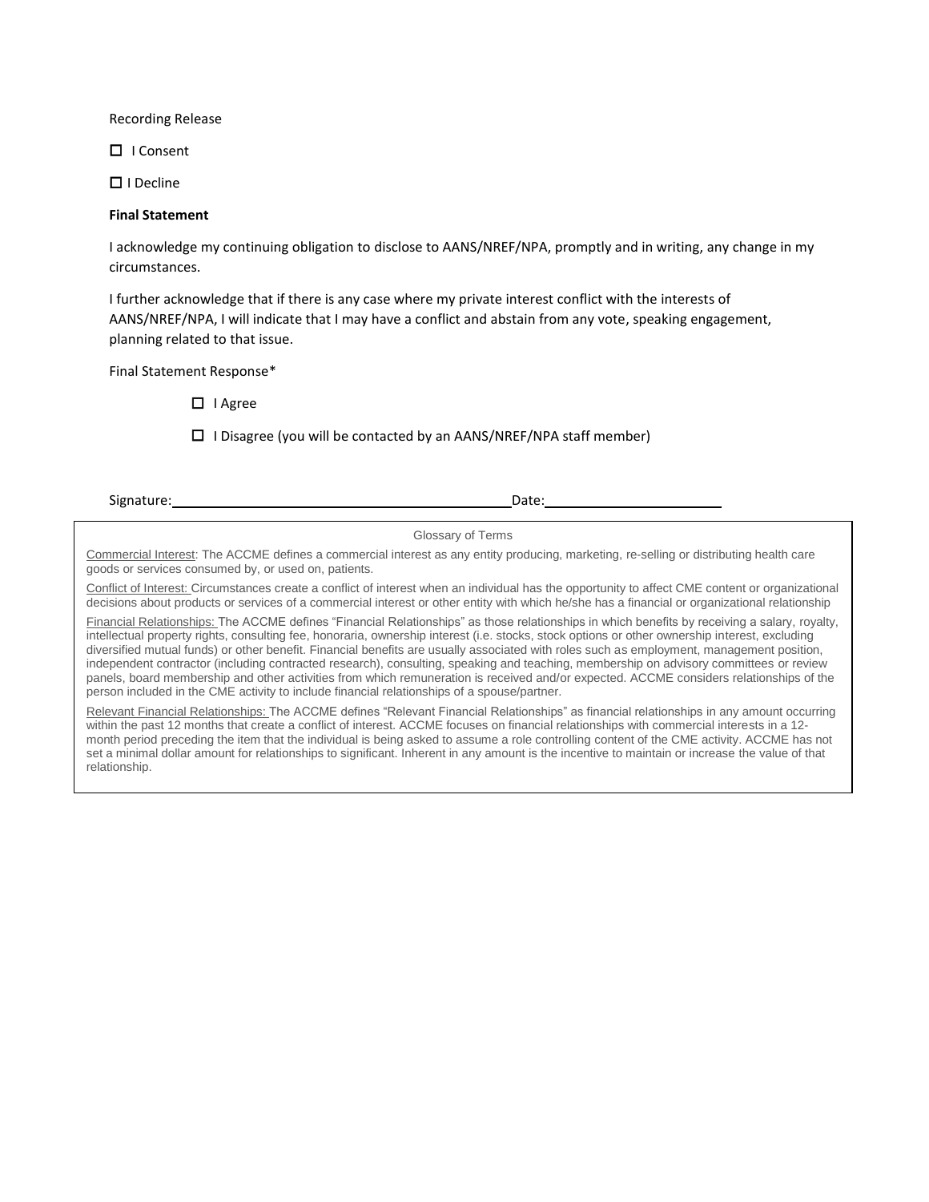Recording Release

☐ I Consent

☐ I Decline

**Final Statement**

I acknowledge my continuing obligation to disclose to AANS/NREF/NPA, promptly and in writing, any change in my circumstances.

I further acknowledge that if there is any case where my private interest conflict with the interests of AANS/NREF/NPA, I will indicate that I may have a conflict and abstain from any vote, speaking engagement, planning related to that issue.

Final Statement Response*

☐ I Agree

☐ I Disagree (you will be contacted by an AANS/NREF/NPA staff member)

Signature:\_\_\_\_\_\_\_\_\_\_\_\_\_\_\_\_\_\_\_\_\_\_\_\_\_\_\_\_\_\_\_\_\_\_\_\_\_\_\_\_\_\_\_\_ Date:\_\_\_\_\_\_\_\_\_\_\_\_\_\_\_\_\_\_\_\_\_\_\_\_

Glossary of Terms

Commercial Interest: The ACCME defines a commercial interest as any entity producing, marketing, re-selling or distributing health care goods or services consumed by, or used on, patients.

Conflict of Interest: Circumstances create a conflict of interest when an individual has the opportunity to affect CME content or organizational decisions about products or services of a commercial interest or other entity with which he/she has a financial or organizational relationship

Financial Relationships: The ACCME defines "Financial Relationships" as those relationships in which benefits by receiving a salary, royalty, intellectual property rights, consulting fee, honoraria, ownership interest (i.e. stocks, stock options or other ownership interest, excluding diversified mutual funds) or other benefit. Financial benefits are usually associated with roles such as employment, management position, independent contractor (including contracted research), consulting, speaking and teaching, membership on advisory committees or review panels, board membership and other activities from which remuneration is received and/or expected. ACCME considers relationships of the person included in the CME activity to include financial relationships of a spouse/partner.

Relevant Financial Relationships: The ACCME defines "Relevant Financial Relationships" as financial relationships in any amount occurring within the past 12 months that create a conflict of interest. ACCME focuses on financial relationships with commercial interests in a 12-month period preceding the item that the individual is being asked to assume a role controlling content of the CME activity. ACCME has not set a minimal dollar amount for relationships to significant. Inherent in any amount is the incentive to maintain or increase the value of that relationship.